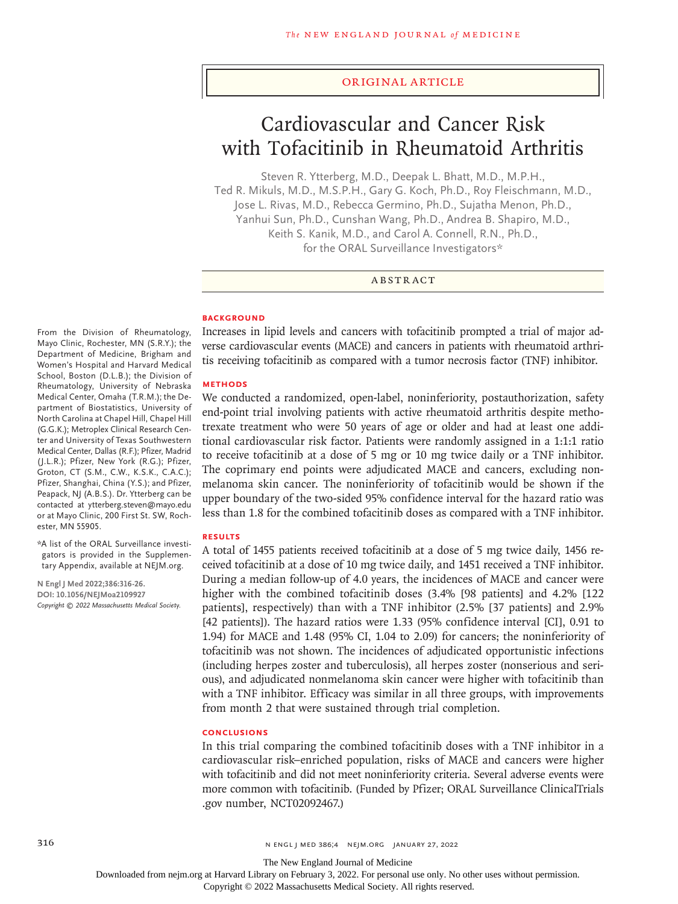ORIGINAL ARTICLE

# Cardiovascular and Cancer Risk with Tofacitinib in Rheumatoid Arthritis

Steven R. Ytterberg, M.D., Deepak L. Bhatt, M.D., M.P.H., Ted R. Mikuls, M.D., M.S.P.H., Gary G. Koch, Ph.D., Roy Fleischmann, M.D., Jose L. Rivas, M.D., Rebecca Germino, Ph.D., Sujatha Menon, Ph.D., Yanhui Sun, Ph.D., Cunshan Wang, Ph.D., Andrea B. Shapiro, M.D., Keith S. Kanik, M.D., and Carol A. Connell, R.N., Ph.D., for the ORAL Surveillance Investigators*

## ABSTRACT

### BACKGROUND

Increases in lipid levels and cancers with tofacitinib prompted a trial of major adverse cardiovascular events (MACE) and cancers in patients with rheumatoid arthritis receiving tofacitinib as compared with a tumor necrosis factor (TNF) inhibitor.

### METHODS

We conducted a randomized, open-label, noninferiority, postauthorization, safety end-point trial involving patients with active rheumatoid arthritis despite methotrexate treatment who were 50 years of age or older and had at least one additional cardiovascular risk factor. Patients were randomly assigned in a 1:1:1 ratio to receive tofacitinib at a dose of 5 mg or 10 mg twice daily or a TNF inhibitor. The coprimary end points were adjudicated MACE and cancers, excluding nonmelanoma skin cancer. The noninferiority of tofacitinib would be shown if the upper boundary of the two-sided 95% confidence interval for the hazard ratio was less than 1.8 for the combined tofacitinib doses as compared with a TNF inhibitor.

### RESULTS

A total of 1455 patients received tofacitinib at a dose of 5 mg twice daily, 1456 received tofacitinib at a dose of 10 mg twice daily, and 1451 received a TNF inhibitor. During a median follow-up of 4.0 years, the incidences of MACE and cancer were higher with the combined tofacitinib doses (3.4% [98 patients] and 4.2% [122 patients], respectively) than with a TNF inhibitor (2.5% [37 patients] and 2.9% [42 patients]). The hazard ratios were 1.33 (95% confidence interval [CI], 0.91 to 1.94) for MACE and 1.48 (95% CI, 1.04 to 2.09) for cancers; the noninferiority of tofacitinib was not shown. The incidences of adjudicated opportunistic infections (including herpes zoster and tuberculosis), all herpes zoster (nonserious and serious), and adjudicated nonmelanoma skin cancer were higher with tofacitinib than with a TNF inhibitor. Efficacy was similar in all three groups, with improvements from month 2 that were sustained through trial completion.

### CONCLUSIONS

In this trial comparing the combined tofacitinib doses with a TNF inhibitor in a cardiovascular risk–enriched population, risks of MACE and cancers were higher with tofacitinib and did not meet noninferiority criteria. Several adverse events were more common with tofacitinib. (Funded by Pfizer; ORAL Surveillance ClinicalTrials.gov number, NCT02092467.)

From the Division of Rheumatology, Mayo Clinic, Rochester, MN (S.R.Y.); the Department of Medicine, Brigham and Women's Hospital and Harvard Medical School, Boston (D.L.B.); the Division of Rheumatology, University of Nebraska Medical Center, Omaha (T.R.M.); the Department of Biostatistics, University of North Carolina at Chapel Hill, Chapel Hill (G.G.K.); Metroplex Clinical Research Center and University of Texas Southwestern Medical Center, Dallas (R.F.); Pfizer, Madrid (J.L.R.); Pfizer, New York (R.G.); Pfizer, Groton, CT (S.M., C.W., K.S.K., C.A.C.); Pfizer, Shanghai, China (Y.S.); and Pfizer, Peapack, NJ (A.B.S.). Dr. Ytterberg can be contacted at ytterberg.steven@mayo.edu or at Mayo Clinic, 200 First St. SW, Rochester, MN 55905.

*A list of the ORAL Surveillance investigators is provided in the Supplementary Appendix, available at NEJM.org.

N Engl J Med 2022;386:316-26.
DOI: 10.1056/NEJMoa2109927
Copyright © 2022 Massachusetts Medical Society.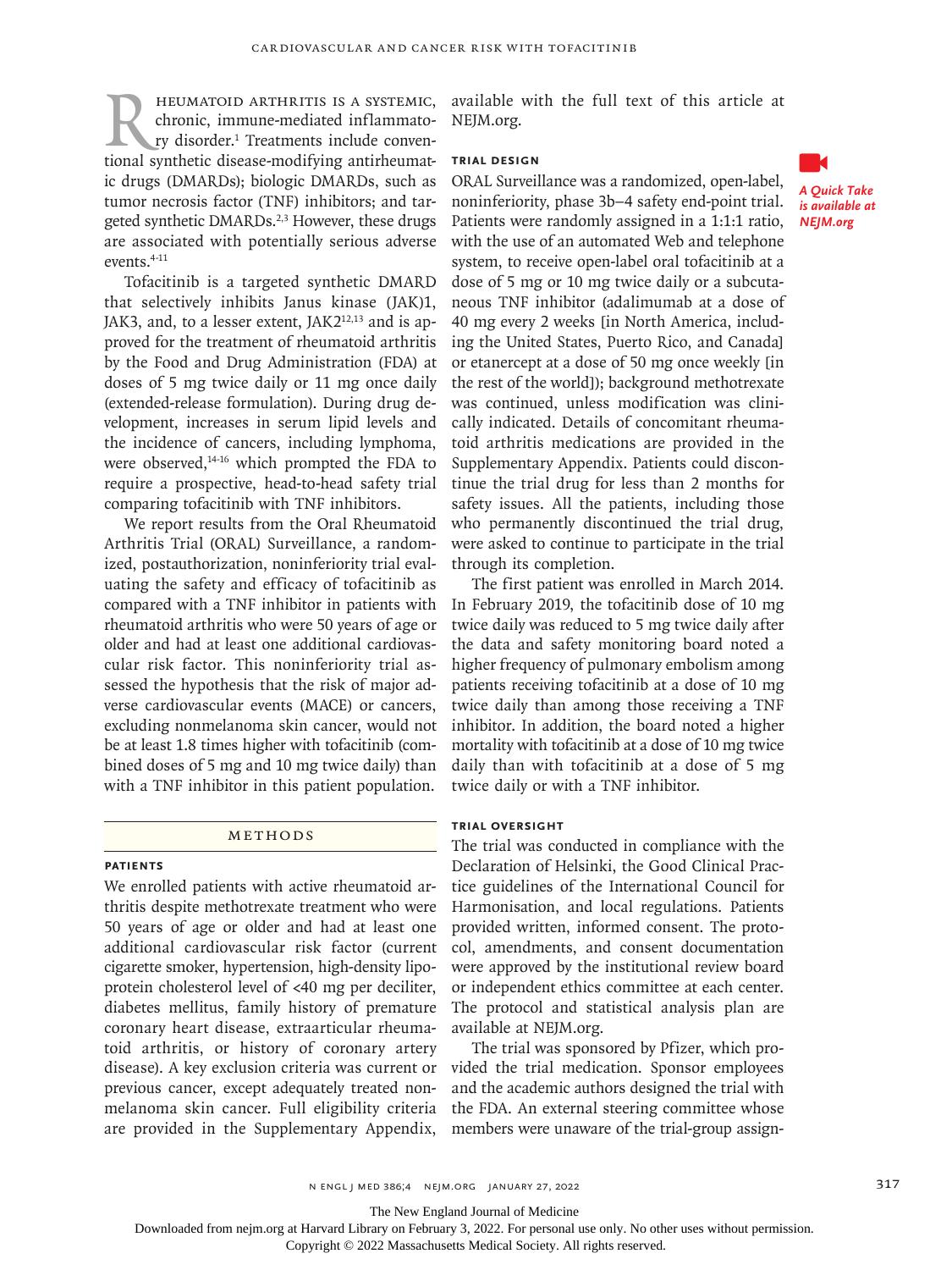Rheumatoid arthritis is a systemic, chronic, immune-mediated inflammatory disorder.[1] Treatments include conventional synthetic disease-modifying antirheumatic drugs (DMARDs); biologic DMARDs, such as tumor necrosis factor (TNF) inhibitors; and targeted synthetic DMARDs.[2,3] However, these drugs are associated with potentially serious adverse events.[4-11]

Tofacitinib is a targeted synthetic DMARD that selectively inhibits Janus kinase (JAK)1, JAK3, and, to a lesser extent, JAK2[12,13] and is approved for the treatment of rheumatoid arthritis by the Food and Drug Administration (FDA) at doses of 5 mg twice daily or 11 mg once daily (extended-release formulation). During drug development, increases in serum lipid levels and the incidence of cancers, including lymphoma, were observed,[14-16] which prompted the FDA to require a prospective, head-to-head safety trial comparing tofacitinib with TNF inhibitors.

We report results from the Oral Rheumatoid Arthritis Trial (ORAL) Surveillance, a randomized, postauthorization, noninferiority trial evaluating the safety and efficacy of tofacitinib as compared with a TNF inhibitor in patients with rheumatoid arthritis who were 50 years of age or older and had at least one additional cardiovascular risk factor. This noninferiority trial assessed the hypothesis that the risk of major adverse cardiovascular events (MACE) or cancers, excluding nonmelanoma skin cancer, would not be at least 1.8 times higher with tofacitinib (combined doses of 5 mg and 10 mg twice daily) than with a TNF inhibitor in this patient population.

## Methods

### Patients

We enrolled patients with active rheumatoid arthritis despite methotrexate treatment who were 50 years of age or older and had at least one additional cardiovascular risk factor (current cigarette smoker, hypertension, high-density lipoprotein cholesterol level of <40 mg per deciliter, diabetes mellitus, family history of premature coronary heart disease, extraarticular rheumatoid arthritis, or history of coronary artery disease). A key exclusion criteria was current or previous cancer, except adequately treated nonmelanoma skin cancer. Full eligibility criteria are provided in the Supplementary Appendix, available with the full text of this article at NEJM.org.

*A Quick Take is available at NEJM.org*

### Trial Design

ORAL Surveillance was a randomized, open-label, noninferiority, phase 3b–4 safety end-point trial. Patients were randomly assigned in a 1:1:1 ratio, with the use of an automated Web and telephone system, to receive open-label oral tofacitinib at a dose of 5 mg or 10 mg twice daily or a subcutaneous TNF inhibitor (adalimumab at a dose of 40 mg every 2 weeks [in North America, including the United States, Puerto Rico, and Canada] or etanercept at a dose of 50 mg once weekly [in the rest of the world]); background methotrexate was continued, unless modification was clinically indicated. Details of concomitant rheumatoid arthritis medications are provided in the Supplementary Appendix. Patients could discontinue the trial drug for less than 2 months for safety issues. All the patients, including those who permanently discontinued the trial drug, were asked to continue to participate in the trial through its completion.

The first patient was enrolled in March 2014. In February 2019, the tofacitinib dose of 10 mg twice daily was reduced to 5 mg twice daily after the data and safety monitoring board noted a higher frequency of pulmonary embolism among patients receiving tofacitinib at a dose of 10 mg twice daily than among those receiving a TNF inhibitor. In addition, the board noted a higher mortality with tofacitinib at a dose of 10 mg twice daily than with tofacitinib at a dose of 5 mg twice daily or with a TNF inhibitor.

### Trial Oversight

The trial was conducted in compliance with the Declaration of Helsinki, the Good Clinical Practice guidelines of the International Council for Harmonisation, and local regulations. Patients provided written, informed consent. The protocol, amendments, and consent documentation were approved by the institutional review board or independent ethics committee at each center. The protocol and statistical analysis plan are available at NEJM.org.

The trial was sponsored by Pfizer, which provided the trial medication. Sponsor employees and the academic authors designed the trial with the FDA. An external steering committee whose members were unaware of the trial-group assign-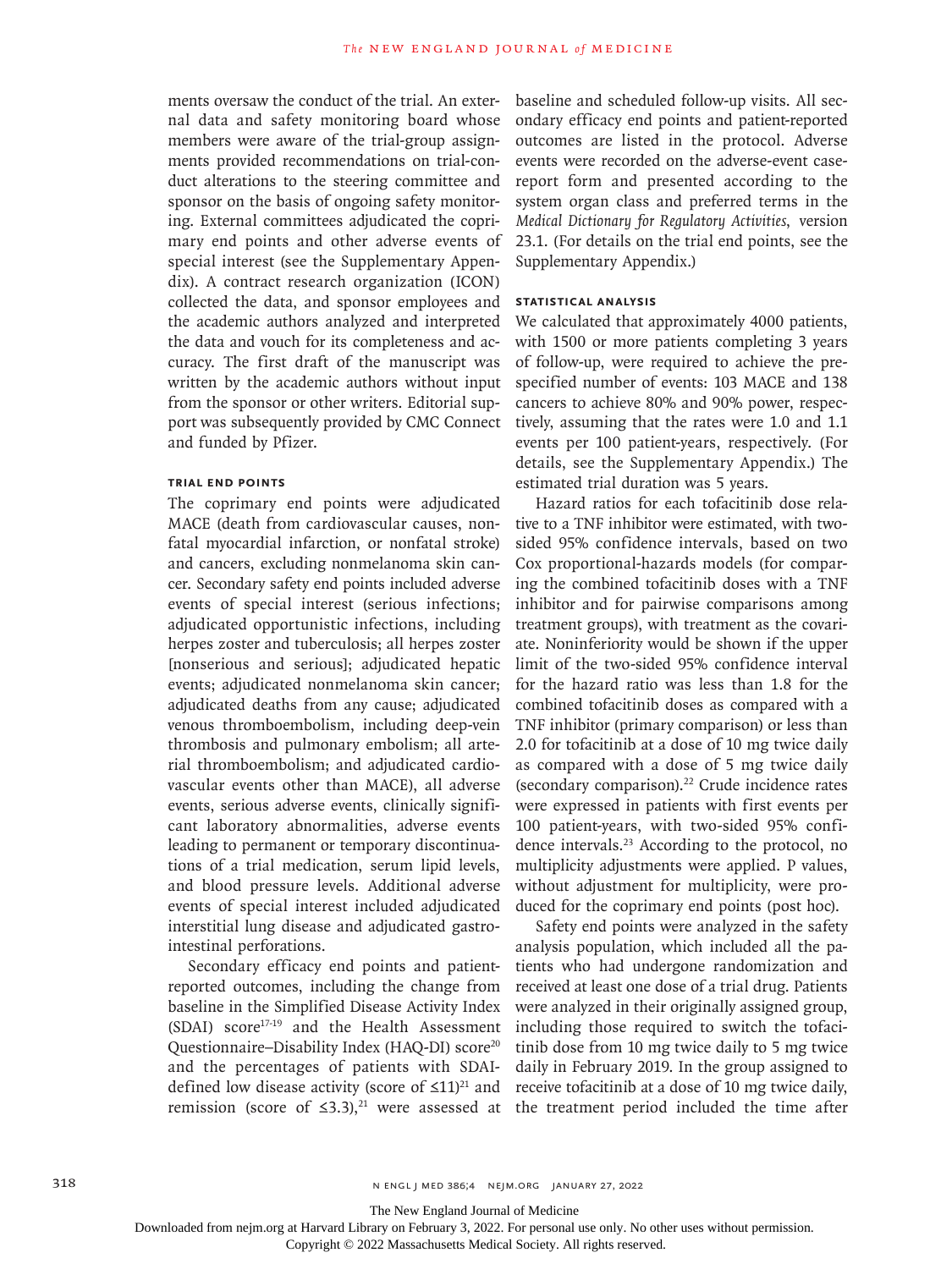ments oversaw the conduct of the trial. An external data and safety monitoring board whose members were aware of the trial-group assignments provided recommendations on trial-conduct alterations to the steering committee and sponsor on the basis of ongoing safety monitoring. External committees adjudicated the coprimary end points and other adverse events of special interest (see the Supplementary Appendix). A contract research organization (ICON) collected the data, and sponsor employees and the academic authors analyzed and interpreted the data and vouch for its completeness and accuracy. The first draft of the manuscript was written by the academic authors without input from the sponsor or other writers. Editorial support was subsequently provided by CMC Connect and funded by Pfizer.

### Trial End Points

The coprimary end points were adjudicated MACE (death from cardiovascular causes, nonfatal myocardial infarction, or nonfatal stroke) and cancers, excluding nonmelanoma skin cancer. Secondary safety end points included adverse events of special interest (serious infections; adjudicated opportunistic infections, including herpes zoster and tuberculosis; all herpes zoster [nonserious and serious]; adjudicated hepatic events; adjudicated nonmelanoma skin cancer; adjudicated deaths from any cause; adjudicated venous thromboembolism, including deep-vein thrombosis and pulmonary embolism; all arterial thromboembolism; and adjudicated cardiovascular events other than MACE), all adverse events, serious adverse events, clinically significant laboratory abnormalities, adverse events leading to permanent or temporary discontinuations of a trial medication, serum lipid levels, and blood pressure levels. Additional adverse events of special interest included adjudicated interstitial lung disease and adjudicated gastrointestinal perforations.

Secondary efficacy end points and patient-reported outcomes, including the change from baseline in the Simplified Disease Activity Index (SDAI) score[17-19] and the Health Assessment Questionnaire–Disability Index (HAQ-DI) score[20] and the percentages of patients with SDAI-defined low disease activity (score of ≤11)[21] and remission (score of ≤3.3),[21] were assessed at baseline and scheduled follow-up visits. All secondary efficacy end points and patient-reported outcomes are listed in the protocol. Adverse events were recorded on the adverse-event case-report form and presented according to the system organ class and preferred terms in the *Medical Dictionary for Regulatory Activities*, version 23.1. (For details on the trial end points, see the Supplementary Appendix.)

### Statistical Analysis

We calculated that approximately 4000 patients, with 1500 or more patients completing 3 years of follow-up, were required to achieve the prespecified number of events: 103 MACE and 138 cancers to achieve 80% and 90% power, respectively, assuming that the rates were 1.0 and 1.1 events per 100 patient-years, respectively. (For details, see the Supplementary Appendix.) The estimated trial duration was 5 years.

Hazard ratios for each tofacitinib dose relative to a TNF inhibitor were estimated, with two-sided 95% confidence intervals, based on two Cox proportional-hazards models (for comparing the combined tofacitinib doses with a TNF inhibitor and for pairwise comparisons among treatment groups), with treatment as the covariate. Noninferiority would be shown if the upper limit of the two-sided 95% confidence interval for the hazard ratio was less than 1.8 for the combined tofacitinib doses as compared with a TNF inhibitor (primary comparison) or less than 2.0 for tofacitinib at a dose of 10 mg twice daily as compared with a dose of 5 mg twice daily (secondary comparison).[22] Crude incidence rates were expressed in patients with first events per 100 patient-years, with two-sided 95% confidence intervals.[23] According to the protocol, no multiplicity adjustments were applied. P values, without adjustment for multiplicity, were produced for the coprimary end points (post hoc).

Safety end points were analyzed in the safety analysis population, which included all the patients who had undergone randomization and received at least one dose of a trial drug. Patients were analyzed in their originally assigned group, including those required to switch the tofacitinib dose from 10 mg twice daily to 5 mg twice daily in February 2019. In the group assigned to receive tofacitinib at a dose of 10 mg twice daily, the treatment period included the time after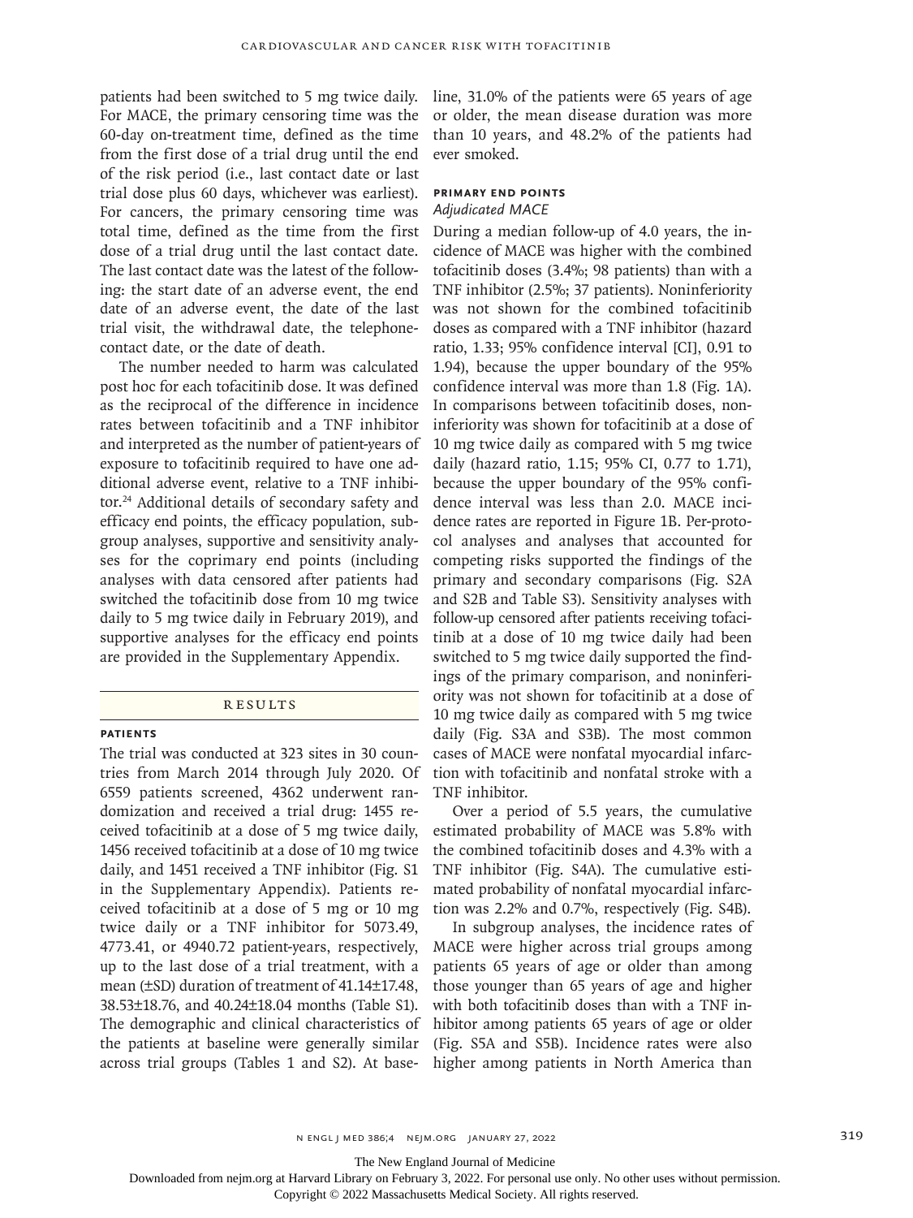patients had been switched to 5 mg twice daily. For MACE, the primary censoring time was the 60-day on-treatment time, defined as the time from the first dose of a trial drug until the end of the risk period (i.e., last contact date or last trial dose plus 60 days, whichever was earliest). For cancers, the primary censoring time was total time, defined as the time from the first dose of a trial drug until the last contact date. The last contact date was the latest of the following: the start date of an adverse event, the end date of an adverse event, the date of the last trial visit, the withdrawal date, the telephone-contact date, or the date of death.

The number needed to harm was calculated post hoc for each tofacitinib dose. It was defined as the reciprocal of the difference in incidence rates between tofacitinib and a TNF inhibitor and interpreted as the number of patient-years of exposure to tofacitinib required to have one additional adverse event, relative to a TNF inhibitor.[24] Additional details of secondary safety and efficacy end points, the efficacy population, subgroup analyses, supportive and sensitivity analyses for the coprimary end points (including analyses with data censored after patients had switched the tofacitinib dose from 10 mg twice daily to 5 mg twice daily in February 2019), and supportive analyses for the efficacy end points are provided in the Supplementary Appendix.

## Results

### Patients

The trial was conducted at 323 sites in 30 countries from March 2014 through July 2020. Of 6559 patients screened, 4362 underwent randomization and received a trial drug: 1455 received tofacitinib at a dose of 5 mg twice daily, 1456 received tofacitinib at a dose of 10 mg twice daily, and 1451 received a TNF inhibitor (Fig. S1 in the Supplementary Appendix). Patients received tofacitinib at a dose of 5 mg or 10 mg twice daily or a TNF inhibitor for 5073.49, 4773.41, or 4940.72 patient-years, respectively, up to the last dose of a trial treatment, with a mean (±SD) duration of treatment of 41.14±17.48, 38.53±18.76, and 40.24±18.04 months (Table S1). The demographic and clinical characteristics of the patients at baseline were generally similar across trial groups (Tables 1 and S2). At baseline, 31.0% of the patients were 65 years of age or older, the mean disease duration was more than 10 years, and 48.2% of the patients had ever smoked.

### Primary End Points

#### *Adjudicated MACE*

During a median follow-up of 4.0 years, the incidence of MACE was higher with the combined tofacitinib doses (3.4%; 98 patients) than with a TNF inhibitor (2.5%; 37 patients). Noninferiority was not shown for the combined tofacitinib doses as compared with a TNF inhibitor (hazard ratio, 1.33; 95% confidence interval [CI], 0.91 to 1.94), because the upper boundary of the 95% confidence interval was more than 1.8 (Fig. 1A). In comparisons between tofacitinib doses, noninferiority was shown for tofacitinib at a dose of 10 mg twice daily as compared with 5 mg twice daily (hazard ratio, 1.15; 95% CI, 0.77 to 1.71), because the upper boundary of the 95% confidence interval was less than 2.0. MACE incidence rates are reported in Figure 1B. Per-protocol analyses and analyses that accounted for competing risks supported the findings of the primary and secondary comparisons (Fig. S2A and S2B and Table S3). Sensitivity analyses with follow-up censored after patients receiving tofacitinib at a dose of 10 mg twice daily had been switched to 5 mg twice daily supported the findings of the primary comparison, and noninferiority was not shown for tofacitinib at a dose of 10 mg twice daily as compared with 5 mg twice daily (Fig. S3A and S3B). The most common cases of MACE were nonfatal myocardial infarction with tofacitinib and nonfatal stroke with a TNF inhibitor.

Over a period of 5.5 years, the cumulative estimated probability of MACE was 5.8% with the combined tofacitinib doses and 4.3% with a TNF inhibitor (Fig. S4A). The cumulative estimated probability of nonfatal myocardial infarction was 2.2% and 0.7%, respectively (Fig. S4B).

In subgroup analyses, the incidence rates of MACE were higher across trial groups among patients 65 years of age or older than among those younger than 65 years of age and higher with both tofacitinib doses than with a TNF inhibitor among patients 65 years of age or older (Fig. S5A and S5B). Incidence rates were also higher among patients in North America than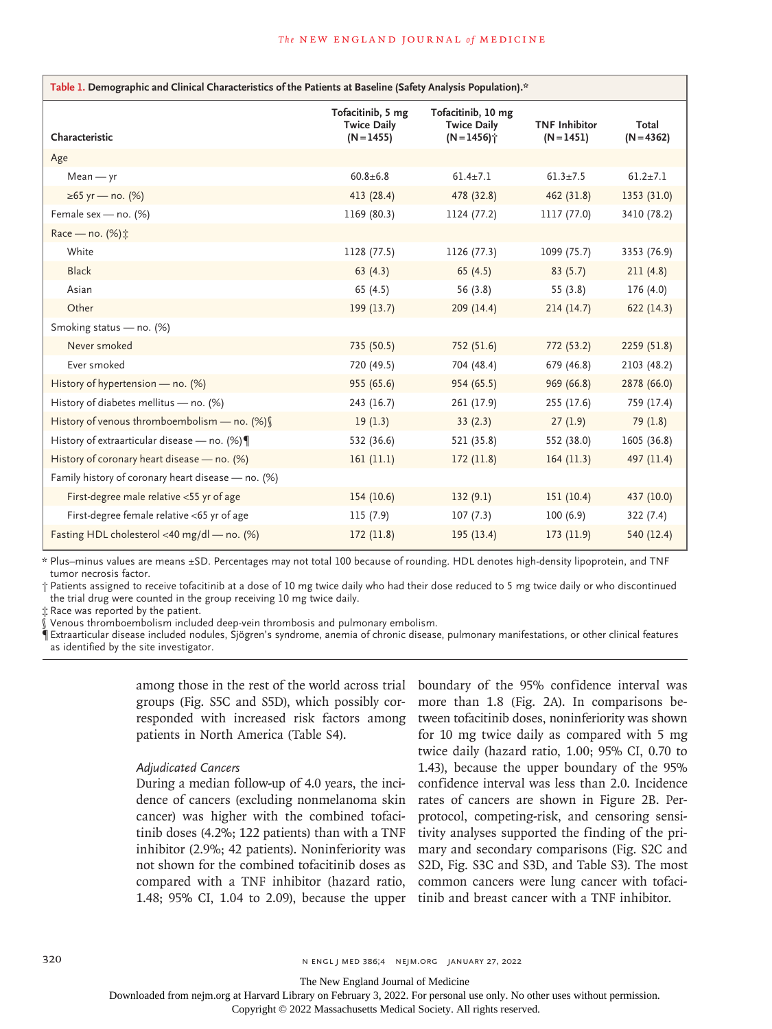**Table 1. Demographic and Clinical Characteristics of the Patients at Baseline (Safety Analysis Population).***

| Characteristic | Tofacitinib, 5 mg Twice Daily (N=1455) | Tofacitinib, 10 mg Twice Daily (N=1456)† | TNF Inhibitor (N=1451) | Total (N=4362) |
|---|---|---|---|---|
| Age | | | | |
| Mean — yr | 60.8±6.8 | 61.4±7.1 | 61.3±7.5 | 61.2±7.1 |
| ≥65 yr — no. (%) | 413 (28.4) | 478 (32.8) | 462 (31.8) | 1353 (31.0) |
| Female sex — no. (%) | 1169 (80.3) | 1124 (77.2) | 1117 (77.0) | 3410 (78.2) |
| Race — no. (%)‡ | | | | |
| White | 1128 (77.5) | 1126 (77.3) | 1099 (75.7) | 3353 (76.9) |
| Black | 63 (4.3) | 65 (4.5) | 83 (5.7) | 211 (4.8) |
| Asian | 65 (4.5) | 56 (3.8) | 55 (3.8) | 176 (4.0) |
| Other | 199 (13.7) | 209 (14.4) | 214 (14.7) | 622 (14.3) |
| Smoking status — no. (%) | | | | |
| Never smoked | 735 (50.5) | 752 (51.6) | 772 (53.2) | 2259 (51.8) |
| Ever smoked | 720 (49.5) | 704 (48.4) | 679 (46.8) | 2103 (48.2) |
| History of hypertension — no. (%) | 955 (65.6) | 954 (65.5) | 969 (66.8) | 2878 (66.0) |
| History of diabetes mellitus — no. (%) | 243 (16.7) | 261 (17.9) | 255 (17.6) | 759 (17.4) |
| History of venous thromboembolism — no. (%)§ | 19 (1.3) | 33 (2.3) | 27 (1.9) | 79 (1.8) |
| History of extraarticular disease — no. (%)¶ | 532 (36.6) | 521 (35.8) | 552 (38.0) | 1605 (36.8) |
| History of coronary heart disease — no. (%) | 161 (11.1) | 172 (11.8) | 164 (11.3) | 497 (11.4) |
| Family history of coronary heart disease — no. (%) | | | | |
| First-degree male relative <55 yr of age | 154 (10.6) | 132 (9.1) | 151 (10.4) | 437 (10.0) |
| First-degree female relative <65 yr of age | 115 (7.9) | 107 (7.3) | 100 (6.9) | 322 (7.4) |
| Fasting HDL cholesterol <40 mg/dl — no. (%) | 172 (11.8) | 195 (13.4) | 173 (11.9) | 540 (12.4) |

\* Plus–minus values are means ±SD. Percentages may not total 100 because of rounding. HDL denotes high-density lipoprotein, and TNF tumor necrosis factor.

† Patients assigned to receive tofacitinib at a dose of 10 mg twice daily who had their dose reduced to 5 mg twice daily or who discontinued the trial drug were counted in the group receiving 10 mg twice daily.

‡ Race was reported by the patient.

§ Venous thromboembolism included deep-vein thrombosis and pulmonary embolism.

¶ Extraarticular disease included nodules, Sjögren's syndrome, anemia of chronic disease, pulmonary manifestations, or other clinical features as identified by the site investigator.

among those in the rest of the world across trial groups (Fig. S5C and S5D), which possibly corresponded with increased risk factors among patients in North America (Table S4).

### *Adjudicated Cancers*

During a median follow-up of 4.0 years, the incidence of cancers (excluding nonmelanoma skin cancer) was higher with the combined tofacitinib doses (4.2%; 122 patients) than with a TNF inhibitor (2.9%; 42 patients). Noninferiority was not shown for the combined tofacitinib doses as compared with a TNF inhibitor (hazard ratio, 1.48; 95% CI, 1.04 to 2.09), because the upper boundary of the 95% confidence interval was more than 1.8 (Fig. 2A). In comparisons between tofacitinib doses, noninferiority was shown for 10 mg twice daily as compared with 5 mg twice daily (hazard ratio, 1.00; 95% CI, 0.70 to 1.43), because the upper boundary of the 95% confidence interval was less than 2.0. Incidence rates of cancers are shown in Figure 2B. Per-protocol, competing-risk, and censoring sensitivity analyses supported the finding of the primary and secondary comparisons (Fig. S2C and S2D, Fig. S3C and S3D, and Table S3). The most common cancers were lung cancer with tofacitinib and breast cancer with a TNF inhibitor.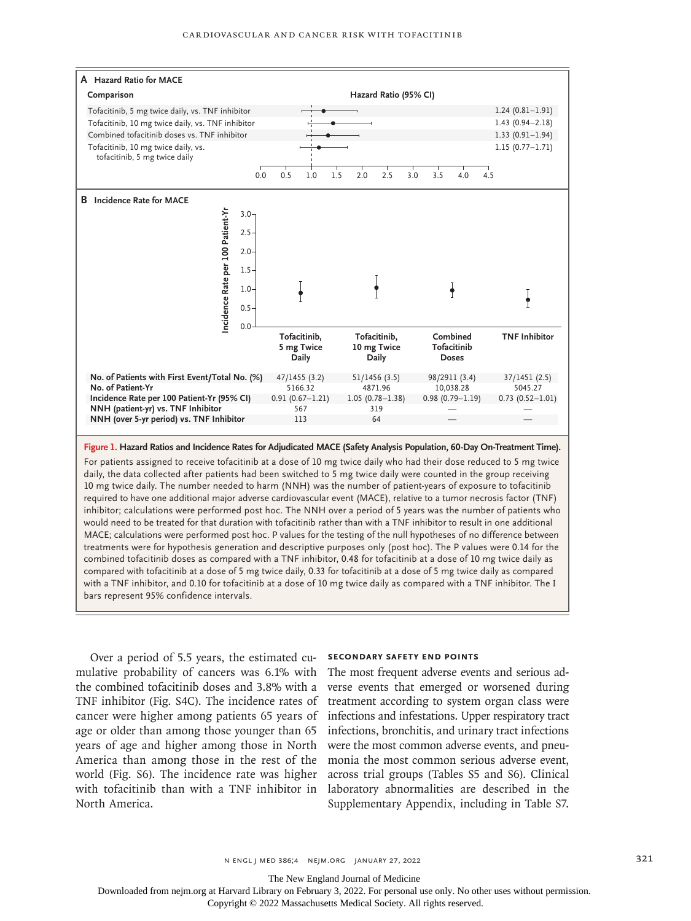**A Hazard Ratio for MACE**

| Comparison | Hazard Ratio (95% CI) |
|---|---|
| Tofacitinib, 5 mg twice daily, vs. TNF inhibitor | 1.24 (0.81–1.91) |
| Tofacitinib, 10 mg twice daily, vs. TNF inhibitor | 1.43 (0.94–2.18) |
| Combined tofacitinib doses vs. TNF inhibitor | 1.33 (0.91–1.94) |
| Tofacitinib, 10 mg twice daily, vs. tofacitinib, 5 mg twice daily | 1.15 (0.77–1.71) |

**B Incidence Rate for MACE**

| | Tofacitinib, 5 mg Twice Daily | Tofacitinib, 10 mg Twice Daily | Combined Tofacitinib Doses | TNF Inhibitor |
|---|---|---|---|---|
| **No. of Patients with First Event/Total No. (%)** | 47/1455 (3.2) | 51/1456 (3.5) | 98/2911 (3.4) | 37/1451 (2.5) |
| **No. of Patient-Yr** | 5166.32 | 4871.96 | 10,038.28 | 5045.27 |
| **Incidence Rate per 100 Patient-Yr (95% CI)** | 0.91 (0.67–1.21) | 1.05 (0.78–1.38) | 0.98 (0.79–1.19) | 0.73 (0.52–1.01) |
| **NNH (patient-yr) vs. TNF Inhibitor** | 567 | 319 | — | — |
| **NNH (over 5-yr period) vs. TNF Inhibitor** | 113 | 64 | — | — |

**Figure 1. Hazard Ratios and Incidence Rates for Adjudicated MACE (Safety Analysis Population, 60-Day On-Treatment Time).**

For patients assigned to receive tofacitinib at a dose of 10 mg twice daily who had their dose reduced to 5 mg twice daily, the data collected after patients had been switched to 5 mg twice daily were counted in the group receiving 10 mg twice daily. The number needed to harm (NNH) was the number of patient-years of exposure to tofacitinib required to have one additional major adverse cardiovascular event (MACE), relative to a tumor necrosis factor (TNF) inhibitor; calculations were performed post hoc. The NNH over a period of 5 years was the number of patients who would need to be treated for that duration with tofacitinib rather than with a TNF inhibitor to result in one additional MACE; calculations were performed post hoc. P values for the testing of the null hypotheses of no difference between treatments were for hypothesis generation and descriptive purposes only (post hoc). The P values were 0.14 for the combined tofacitinib doses as compared with a TNF inhibitor, 0.48 for tofacitinib at a dose of 10 mg twice daily as compared with tofacitinib at a dose of 5 mg twice daily, 0.33 for tofacitinib at a dose of 5 mg twice daily as compared with a TNF inhibitor, and 0.10 for tofacitinib at a dose of 10 mg twice daily as compared with a TNF inhibitor. The I bars represent 95% confidence intervals.

Over a period of 5.5 years, the estimated cumulative probability of cancers was 6.1% with the combined tofacitinib doses and 3.8% with a TNF inhibitor (Fig. S4C). The incidence rates of cancer were higher among patients 65 years of age or older than among those younger than 65 years of age and higher among those in North America than among those in the rest of the world (Fig. S6). The incidence rate was higher with tofacitinib than with a TNF inhibitor in North America.

### Secondary Safety End Points

The most frequent adverse events and serious adverse events that emerged or worsened during treatment according to system organ class were infections and infestations. Upper respiratory tract infections, bronchitis, and urinary tract infections were the most common adverse events, and pneumonia the most common serious adverse event, across trial groups (Tables S5 and S6). Clinical laboratory abnormalities are described in the Supplementary Appendix, including in Table S7.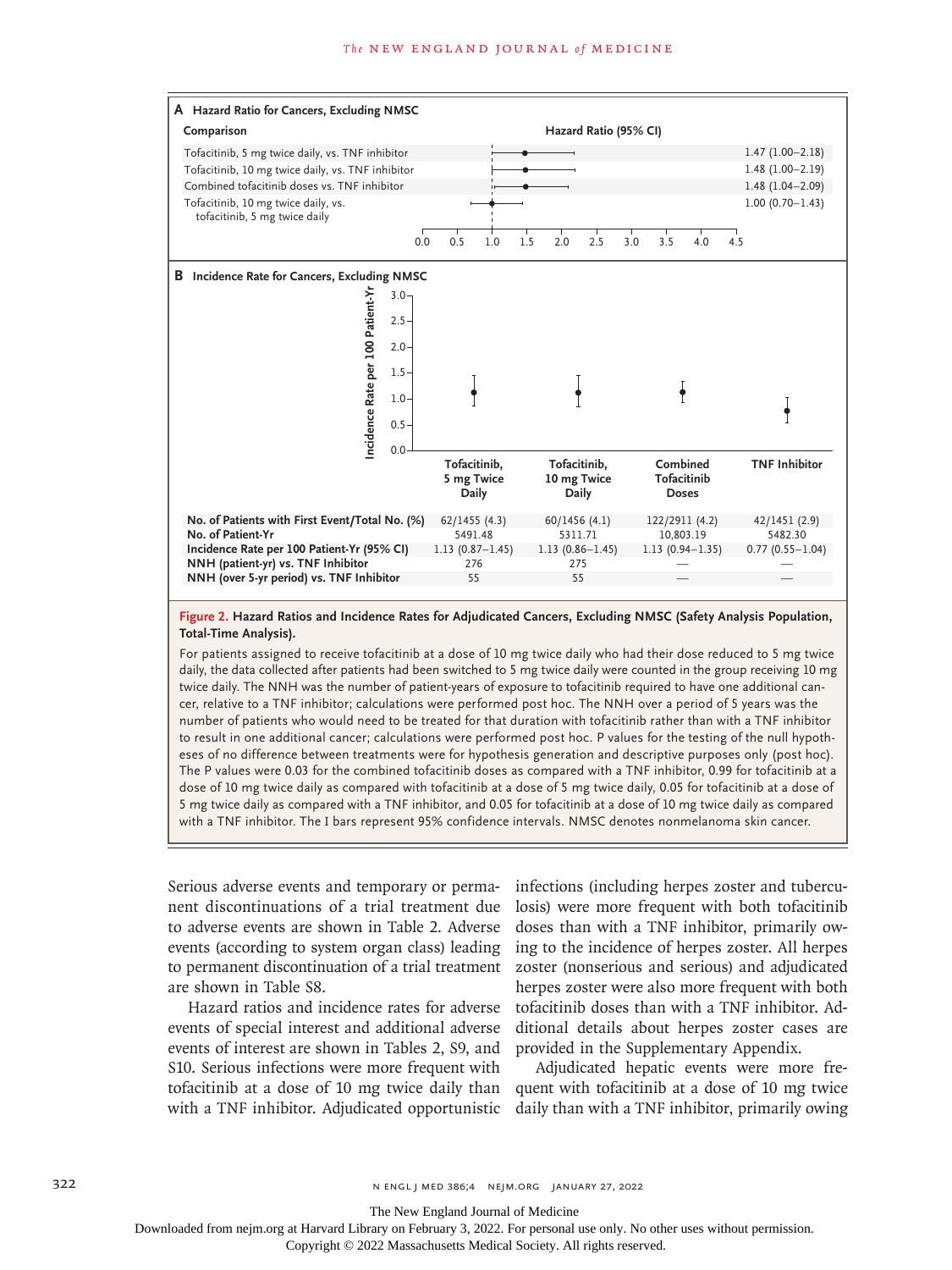**A Hazard Ratio for Cancers, Excluding NMSC**

| Comparison | Hazard Ratio (95% CI) |
|---|---|
| Tofacitinib, 5 mg twice daily, vs. TNF inhibitor | 1.47 (1.00–2.18) |
| Tofacitinib, 10 mg twice daily, vs. TNF inhibitor | 1.48 (1.00–2.19) |
| Combined tofacitinib doses vs. TNF inhibitor | 1.48 (1.04–2.09) |
| Tofacitinib, 10 mg twice daily, vs. tofacitinib, 5 mg twice daily | 1.00 (0.70–1.43) |

**B Incidence Rate for Cancers, Excluding NMSC**

| | Tofacitinib, 5 mg Twice Daily | Tofacitinib, 10 mg Twice Daily | Combined Tofacitinib Doses | TNF Inhibitor |
|---|---|---|---|---|
| **No. of Patients with First Event/Total No. (%)** | 62/1455 (4.3) | 60/1456 (4.1) | 122/2911 (4.2) | 42/1451 (2.9) |
| **No. of Patient-Yr** | 5491.48 | 5311.71 | 10,803.19 | 5482.30 |
| **Incidence Rate per 100 Patient-Yr (95% CI)** | 1.13 (0.87–1.45) | 1.13 (0.86–1.45) | 1.13 (0.94–1.35) | 0.77 (0.55–1.04) |
| **NNH (patient-yr) vs. TNF Inhibitor** | 276 | 275 | — | — |
| **NNH (over 5-yr period) vs. TNF Inhibitor** | 55 | 55 | — | — |

**Figure 2. Hazard Ratios and Incidence Rates for Adjudicated Cancers, Excluding NMSC (Safety Analysis Population, Total-Time Analysis).**

For patients assigned to receive tofacitinib at a dose of 10 mg twice daily who had their dose reduced to 5 mg twice daily, the data collected after patients had been switched to 5 mg twice daily were counted in the group receiving 10 mg twice daily. The NNH was the number of patient-years of exposure to tofacitinib required to have one additional cancer, relative to a TNF inhibitor; calculations were performed post hoc. The NNH over a period of 5 years was the number of patients who would need to be treated for that duration with tofacitinib rather than with a TNF inhibitor to result in one additional cancer; calculations were performed post hoc. P values for the testing of the null hypotheses of no difference between treatments were for hypothesis generation and descriptive purposes only (post hoc). The P values were 0.03 for the combined tofacitinib doses as compared with a TNF inhibitor, 0.99 for tofacitinib at a dose of 10 mg twice daily as compared with tofacitinib at a dose of 5 mg twice daily, 0.05 for tofacitinib at a dose of 5 mg twice daily as compared with a TNF inhibitor, and 0.05 for tofacitinib at a dose of 10 mg twice daily as compared with a TNF inhibitor. The I bars represent 95% confidence intervals. NMSC denotes nonmelanoma skin cancer.

Serious adverse events and temporary or permanent discontinuations of a trial treatment due to adverse events are shown in Table 2. Adverse events (according to system organ class) leading to permanent discontinuation of a trial treatment are shown in Table S8.

Hazard ratios and incidence rates for adverse events of special interest and additional adverse events of interest are shown in Tables 2, S9, and S10. Serious infections were more frequent with tofacitinib at a dose of 10 mg twice daily than with a TNF inhibitor. Adjudicated opportunistic infections (including herpes zoster and tuberculosis) were more frequent with both tofacitinib doses than with a TNF inhibitor, primarily owing to the incidence of herpes zoster. All herpes zoster (nonserious and serious) and adjudicated herpes zoster were also more frequent with both tofacitinib doses than with a TNF inhibitor. Additional details about herpes zoster cases are provided in the Supplementary Appendix.

Adjudicated hepatic events were more frequent with tofacitinib at a dose of 10 mg twice daily than with a TNF inhibitor, primarily owing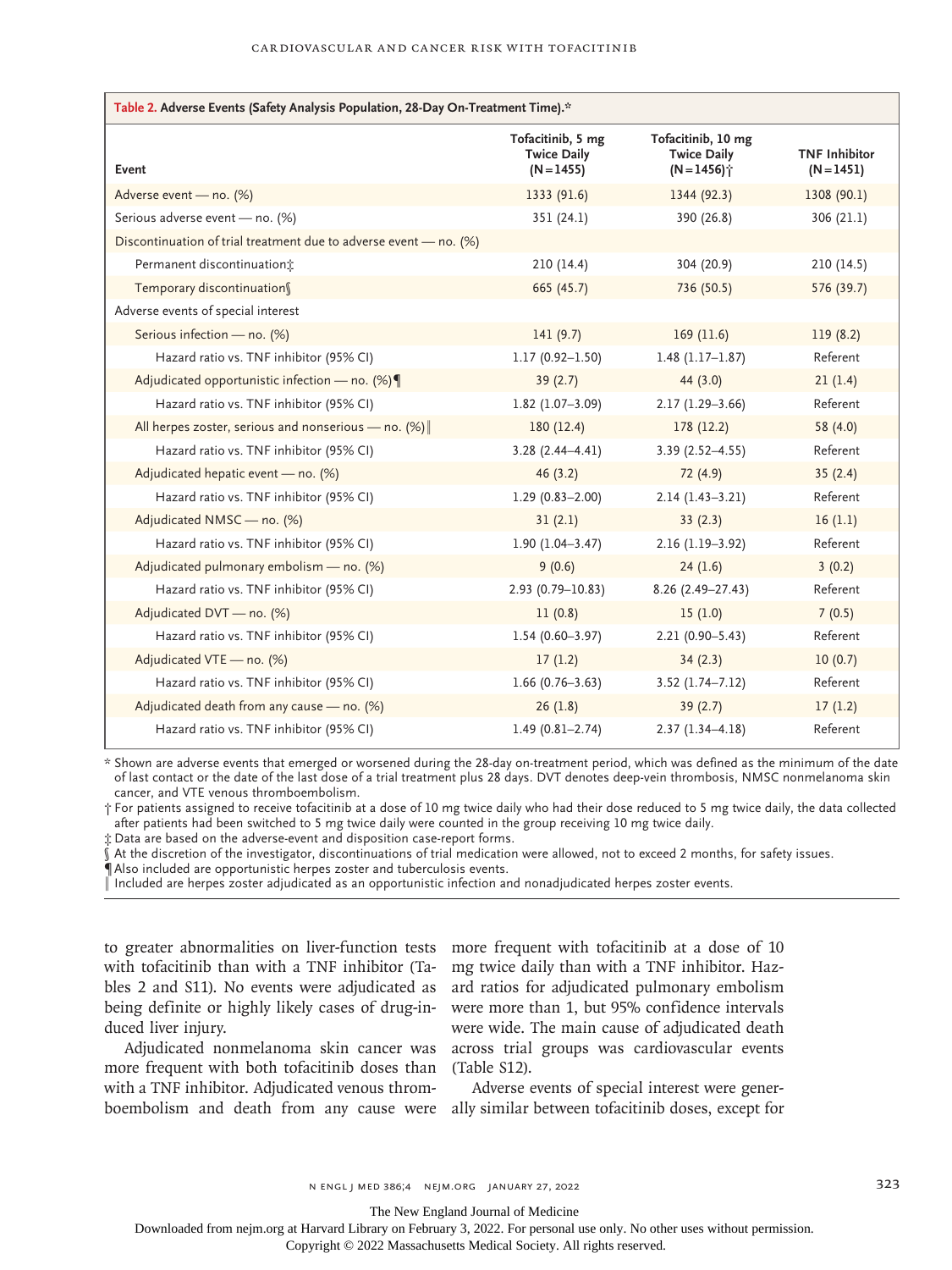**Table 2. Adverse Events (Safety Analysis Population, 28-Day On-Treatment Time).***

| Event | Tofacitinib, 5 mg Twice Daily (N=1455) | Tofacitinib, 10 mg Twice Daily (N=1456)† | TNF Inhibitor (N=1451) |
|---|---|---|---|
| Adverse event — no. (%) | 1333 (91.6) | 1344 (92.3) | 1308 (90.1) |
| Serious adverse event — no. (%) | 351 (24.1) | 390 (26.8) | 306 (21.1) |
| Discontinuation of trial treatment due to adverse event — no. (%) | | | |
| Permanent discontinuation‡ | 210 (14.4) | 304 (20.9) | 210 (14.5) |
| Temporary discontinuation§ | 665 (45.7) | 736 (50.5) | 576 (39.7) |
| Adverse events of special interest | | | |
| Serious infection — no. (%) | 141 (9.7) | 169 (11.6) | 119 (8.2) |
| Hazard ratio vs. TNF inhibitor (95% CI) | 1.17 (0.92–1.50) | 1.48 (1.17–1.87) | Referent |
| Adjudicated opportunistic infection — no. (%)¶ | 39 (2.7) | 44 (3.0) | 21 (1.4) |
| Hazard ratio vs. TNF inhibitor (95% CI) | 1.82 (1.07–3.09) | 2.17 (1.29–3.66) | Referent |
| All herpes zoster, serious and nonserious — no. (%)‖ | 180 (12.4) | 178 (12.2) | 58 (4.0) |
| Hazard ratio vs. TNF inhibitor (95% CI) | 3.28 (2.44–4.41) | 3.39 (2.52–4.55) | Referent |
| Adjudicated hepatic event — no. (%) | 46 (3.2) | 72 (4.9) | 35 (2.4) |
| Hazard ratio vs. TNF inhibitor (95% CI) | 1.29 (0.83–2.00) | 2.14 (1.43–3.21) | Referent |
| Adjudicated NMSC — no. (%) | 31 (2.1) | 33 (2.3) | 16 (1.1) |
| Hazard ratio vs. TNF inhibitor (95% CI) | 1.90 (1.04–3.47) | 2.16 (1.19–3.92) | Referent |
| Adjudicated pulmonary embolism — no. (%) | 9 (0.6) | 24 (1.6) | 3 (0.2) |
| Hazard ratio vs. TNF inhibitor (95% CI) | 2.93 (0.79–10.83) | 8.26 (2.49–27.43) | Referent |
| Adjudicated DVT — no. (%) | 11 (0.8) | 15 (1.0) | 7 (0.5) |
| Hazard ratio vs. TNF inhibitor (95% CI) | 1.54 (0.60–3.97) | 2.21 (0.90–5.43) | Referent |
| Adjudicated VTE — no. (%) | 17 (1.2) | 34 (2.3) | 10 (0.7) |
| Hazard ratio vs. TNF inhibitor (95% CI) | 1.66 (0.76–3.63) | 3.52 (1.74–7.12) | Referent |
| Adjudicated death from any cause — no. (%) | 26 (1.8) | 39 (2.7) | 17 (1.2) |
| Hazard ratio vs. TNF inhibitor (95% CI) | 1.49 (0.81–2.74) | 2.37 (1.34–4.18) | Referent |

\* Shown are adverse events that emerged or worsened during the 28-day on-treatment period, which was defined as the minimum of the date of last contact or the date of the last dose of a trial treatment plus 28 days. DVT denotes deep-vein thrombosis, NMSC nonmelanoma skin cancer, and VTE venous thromboembolism.

† For patients assigned to receive tofacitinib at a dose of 10 mg twice daily who had their dose reduced to 5 mg twice daily, the data collected after patients had been switched to 5 mg twice daily were counted in the group receiving 10 mg twice daily.

‡ Data are based on the adverse-event and disposition case-report forms.

§ At the discretion of the investigator, discontinuations of trial medication were allowed, not to exceed 2 months, for safety issues.

¶ Also included are opportunistic herpes zoster and tuberculosis events.

‖ Included are herpes zoster adjudicated as an opportunistic infection and nonadjudicated herpes zoster events.

to greater abnormalities on liver-function tests with tofacitinib than with a TNF inhibitor (Tables 2 and S11). No events were adjudicated as being definite or highly likely cases of drug-induced liver injury.

Adjudicated nonmelanoma skin cancer was more frequent with both tofacitinib doses than with a TNF inhibitor. Adjudicated venous thromboembolism and death from any cause were more frequent with tofacitinib at a dose of 10 mg twice daily than with a TNF inhibitor. Hazard ratios for adjudicated pulmonary embolism were more than 1, but 95% confidence intervals were wide. The main cause of adjudicated death across trial groups was cardiovascular events (Table S12).

Adverse events of special interest were generally similar between tofacitinib doses, except for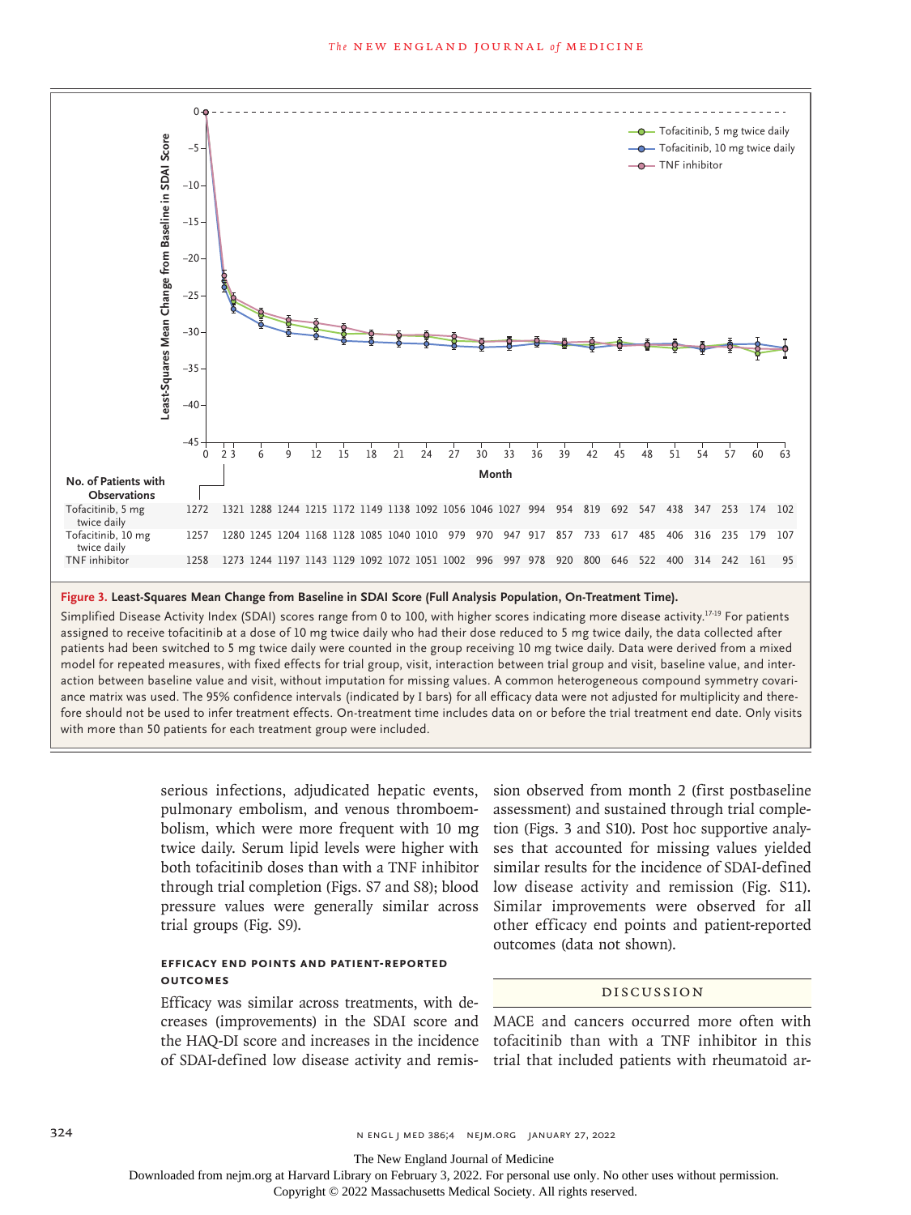**No. of Patients with Observations**

| | 0 | 2 | 3 | 6 | 9 | 12 | 15 | 18 | 21 | 24 | 27 | 30 | 33 | 36 | 39 | 42 | 45 | 48 | 51 | 54 | 57 | 60 | 63 |
|---|---|---|---|---|---|---|---|---|---|---|---|---|---|---|---|---|---|---|---|---|---|---|---|
| Tofacitinib, 5 mg twice daily | 1272 | 1321 | 1288 | 1244 | 1215 | 1172 | 1149 | 1138 | 1092 | 1056 | 1046 | 1027 | 994 | 954 | 819 | 692 | 547 | 438 | 347 | 253 | 174 | 102 | |
| Tofacitinib, 10 mg twice daily | 1257 | 1280 | 1245 | 1204 | 1168 | 1128 | 1085 | 1040 | 1010 | 979 | 970 | 947 | 917 | 857 | 733 | 617 | 485 | 406 | 316 | 235 | 179 | 107 | |
| TNF inhibitor | 1258 | 1273 | 1244 | 1197 | 1143 | 1129 | 1092 | 1072 | 1051 | 1002 | 996 | 997 | 978 | 920 | 800 | 646 | 522 | 400 | 314 | 242 | 161 | 95 | |

**Figure 3. Least-Squares Mean Change from Baseline in SDAI Score (Full Analysis Population, On-Treatment Time).**

Simplified Disease Activity Index (SDAI) scores range from 0 to 100, with higher scores indicating more disease activity.[17-19] For patients assigned to receive tofacitinib at a dose of 10 mg twice daily who had their dose reduced to 5 mg twice daily, the data collected after patients had been switched to 5 mg twice daily were counted in the group receiving 10 mg twice daily. Data were derived from a mixed model for repeated measures, with fixed effects for trial group, visit, interaction between trial group and visit, baseline value, and interaction between baseline value and visit, without imputation for missing values. A common heterogeneous compound symmetry covariance matrix was used. The 95% confidence intervals (indicated by I bars) for all efficacy data were not adjusted for multiplicity and therefore should not be used to infer treatment effects. On-treatment time includes data on or before the trial treatment end date. Only visits with more than 50 patients for each treatment group were included.

serious infections, adjudicated hepatic events, pulmonary embolism, and venous thromboembolism, which were more frequent with 10 mg twice daily. Serum lipid levels were higher with both tofacitinib doses than with a TNF inhibitor through trial completion (Figs. S7 and S8); blood pressure values were generally similar across trial groups (Fig. S9).

### EFFICACY END POINTS AND PATIENT-REPORTED OUTCOMES

Efficacy was similar across treatments, with decreases (improvements) in the SDAI score and the HAQ-DI score and increases in the incidence of SDAI-defined low disease activity and remission observed from month 2 (first postbaseline assessment) and sustained through trial completion (Figs. 3 and S10). Post hoc supportive analyses that accounted for missing values yielded similar results for the incidence of SDAI-defined low disease activity and remission (Fig. S11). Similar improvements were observed for all other efficacy end points and patient-reported outcomes (data not shown).

## DISCUSSION

MACE and cancers occurred more often with tofacitinib than with a TNF inhibitor in this trial that included patients with rheumatoid ar-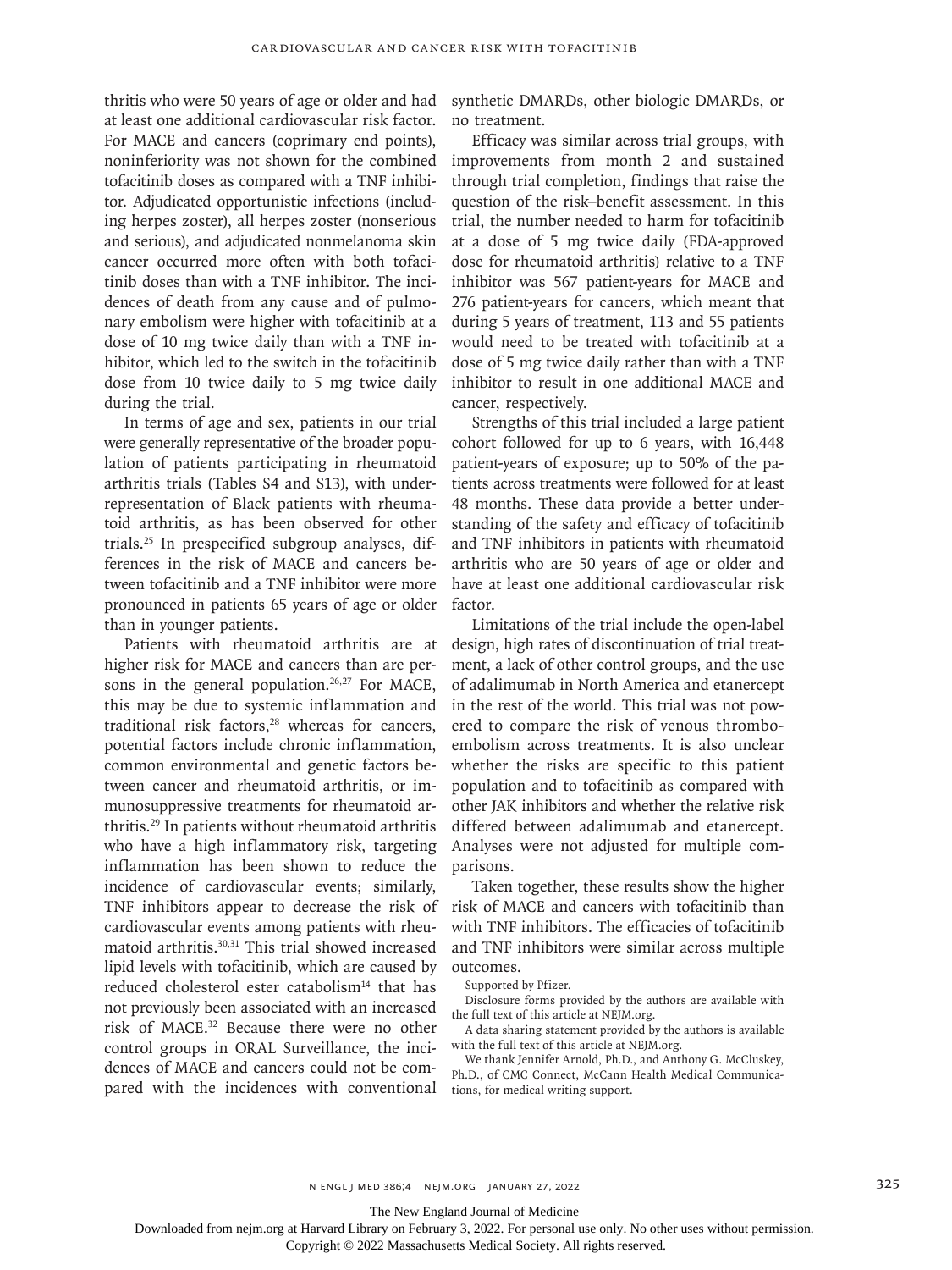thritis who were 50 years of age or older and had at least one additional cardiovascular risk factor. For MACE and cancers (coprimary end points), noninferiority was not shown for the combined tofacitinib doses as compared with a TNF inhibitor. Adjudicated opportunistic infections (including herpes zoster), all herpes zoster (nonserious and serious), and adjudicated nonmelanoma skin cancer occurred more often with both tofacitinib doses than with a TNF inhibitor. The incidences of death from any cause and of pulmonary embolism were higher with tofacitinib at a dose of 10 mg twice daily than with a TNF inhibitor, which led to the switch in the tofacitinib dose from 10 twice daily to 5 mg twice daily during the trial.

In terms of age and sex, patients in our trial were generally representative of the broader population of patients participating in rheumatoid arthritis trials (Tables S4 and S13), with underrepresentation of Black patients with rheumatoid arthritis, as has been observed for other trials.[25] In prespecified subgroup analyses, differences in the risk of MACE and cancers between tofacitinib and a TNF inhibitor were more pronounced in patients 65 years of age or older than in younger patients.

Patients with rheumatoid arthritis are at higher risk for MACE and cancers than are persons in the general population.[26,27] For MACE, this may be due to systemic inflammation and traditional risk factors,[28] whereas for cancers, potential factors include chronic inflammation, common environmental and genetic factors between cancer and rheumatoid arthritis, or immunosuppressive treatments for rheumatoid arthritis.[29] In patients without rheumatoid arthritis who have a high inflammatory risk, targeting inflammation has been shown to reduce the incidence of cardiovascular events; similarly, TNF inhibitors appear to decrease the risk of cardiovascular events among patients with rheumatoid arthritis.[30,31] This trial showed increased lipid levels with tofacitinib, which are caused by reduced cholesterol ester catabolism[14] that has not previously been associated with an increased risk of MACE.[32] Because there were no other control groups in ORAL Surveillance, the incidences of MACE and cancers could not be compared with the incidences with conventional synthetic DMARDs, other biologic DMARDs, or no treatment.

Efficacy was similar across trial groups, with improvements from month 2 and sustained through trial completion, findings that raise the question of the risk–benefit assessment. In this trial, the number needed to harm for tofacitinib at a dose of 5 mg twice daily (FDA-approved dose for rheumatoid arthritis) relative to a TNF inhibitor was 567 patient-years for MACE and 276 patient-years for cancers, which meant that during 5 years of treatment, 113 and 55 patients would need to be treated with tofacitinib at a dose of 5 mg twice daily rather than with a TNF inhibitor to result in one additional MACE and cancer, respectively.

Strengths of this trial included a large patient cohort followed for up to 6 years, with 16,448 patient-years of exposure; up to 50% of the patients across treatments were followed for at least 48 months. These data provide a better understanding of the safety and efficacy of tofacitinib and TNF inhibitors in patients with rheumatoid arthritis who are 50 years of age or older and have at least one additional cardiovascular risk factor.

Limitations of the trial include the open-label design, high rates of discontinuation of trial treatment, a lack of other control groups, and the use of adalimumab in North America and etanercept in the rest of the world. This trial was not powered to compare the risk of venous thromboembolism across treatments. It is also unclear whether the risks are specific to this patient population and to tofacitinib as compared with other JAK inhibitors and whether the relative risk differed between adalimumab and etanercept. Analyses were not adjusted for multiple comparisons.

Taken together, these results show the higher risk of MACE and cancers with tofacitinib than with TNF inhibitors. The efficacies of tofacitinib and TNF inhibitors were similar across multiple outcomes.

Supported by Pfizer.

Disclosure forms provided by the authors are available with the full text of this article at NEJM.org.

A data sharing statement provided by the authors is available with the full text of this article at NEJM.org.

We thank Jennifer Arnold, Ph.D., and Anthony G. McCluskey, Ph.D., of CMC Connect, McCann Health Medical Communications, for medical writing support.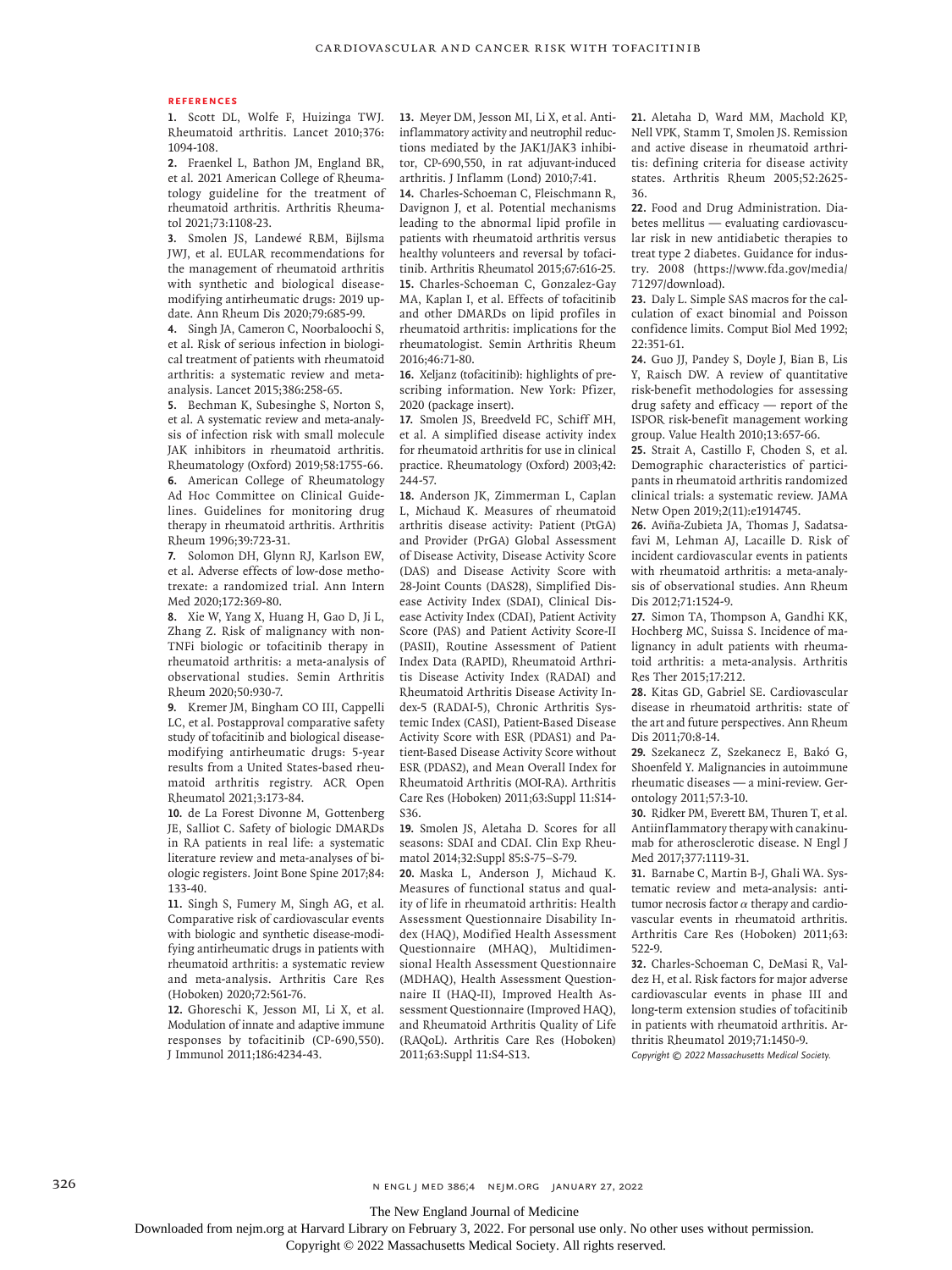## References

1. Scott DL, Wolfe F, Huizinga TWJ. Rheumatoid arthritis. Lancet 2010;376:1094-108.
2. Fraenkel L, Bathon JM, England BR, et al. 2021 American College of Rheumatology guideline for the treatment of rheumatoid arthritis. Arthritis Rheumatol 2021;73:1108-23.
3. Smolen JS, Landewé RBM, Bijlsma JWJ, et al. EULAR recommendations for the management of rheumatoid arthritis with synthetic and biological disease-modifying antirheumatic drugs: 2019 update. Ann Rheum Dis 2020;79:685-99.
4. Singh JA, Cameron C, Noorbaloochi S, et al. Risk of serious infection in biological treatment of patients with rheumatoid arthritis: a systematic review and meta-analysis. Lancet 2015;386:258-65.
5. Bechman K, Subesinghe S, Norton S, et al. A systematic review and meta-analysis of infection risk with small molecule JAK inhibitors in rheumatoid arthritis. Rheumatology (Oxford) 2019;58:1755-66.
6. American College of Rheumatology Ad Hoc Committee on Clinical Guidelines. Guidelines for monitoring drug therapy in rheumatoid arthritis. Arthritis Rheum 1996;39:723-31.
7. Solomon DH, Glynn RJ, Karlson EW, et al. Adverse effects of low-dose methotrexate: a randomized trial. Ann Intern Med 2020;172:369-80.
8. Xie W, Yang X, Huang H, Gao D, Ji L, Zhang Z. Risk of malignancy with non-TNFi biologic or tofacitinib therapy in rheumatoid arthritis: a meta-analysis of observational studies. Semin Arthritis Rheum 2020;50:930-7.
9. Kremer JM, Bingham CO III, Cappelli LC, et al. Postapproval comparative safety study of tofacitinib and biological disease-modifying antirheumatic drugs: 5-year results from a United States-based rheumatoid arthritis registry. ACR Open Rheumatol 2021;3:173-84.
10. de La Forest Divonne M, Gottenberg JE, Salliot C. Safety of biologic DMARDs in RA patients in real life: a systematic literature review and meta-analyses of biologic registers. Joint Bone Spine 2017;84:133-40.
11. Singh S, Fumery M, Singh AG, et al. Comparative risk of cardiovascular events with biologic and synthetic disease-modifying antirheumatic drugs in patients with rheumatoid arthritis: a systematic review and meta-analysis. Arthritis Care Res (Hoboken) 2020;72:561-76.
12. Ghoreschi K, Jesson MI, Li X, et al. Modulation of innate and adaptive immune responses by tofacitinib (CP-690,550). J Immunol 2011;186:4234-43.
13. Meyer DM, Jesson MI, Li X, et al. Anti-inflammatory activity and neutrophil reductions mediated by the JAK1/JAK3 inhibitor, CP-690,550, in rat adjuvant-induced arthritis. J Inflamm (Lond) 2010;7:41.
14. Charles-Schoeman C, Fleischmann R, Davignon J, et al. Potential mechanisms leading to the abnormal lipid profile in patients with rheumatoid arthritis versus healthy volunteers and reversal by tofacitinib. Arthritis Rheumatol 2015;67:616-25.
15. Charles-Schoeman C, Gonzalez-Gay MA, Kaplan I, et al. Effects of tofacitinib and other DMARDs on lipid profiles in rheumatoid arthritis: implications for the rheumatologist. Semin Arthritis Rheum 2016;46:71-80.
16. Xeljanz (tofacitinib): highlights of prescribing information. New York: Pfizer, 2020 (package insert).
17. Smolen JS, Breedveld FC, Schiff MH, et al. A simplified disease activity index for rheumatoid arthritis for use in clinical practice. Rheumatology (Oxford) 2003;42:244-57.
18. Anderson JK, Zimmerman L, Caplan L, Michaud K. Measures of rheumatoid arthritis disease activity: Patient (PtGA) and Provider (PrGA) Global Assessment of Disease Activity, Disease Activity Score (DAS) and Disease Activity Score with 28-Joint Counts (DAS28), Simplified Disease Activity Index (SDAI), Clinical Disease Activity Index (CDAI), Patient Activity Score (PAS) and Patient Activity Score-II (PASII), Routine Assessment of Patient Index Data (RAPID), Rheumatoid Arthritis Disease Activity Index (RADAI) and Rheumatoid Arthritis Disease Activity Index-5 (RADAI-5), Chronic Arthritis Systemic Index (CASI), Patient-Based Disease Activity Score with ESR (PDAS1) and Patient-Based Disease Activity Score without ESR (PDAS2), and Mean Overall Index for Rheumatoid Arthritis (MOI-RA). Arthritis Care Res (Hoboken) 2011;63:Suppl 11:S14-S36.
19. Smolen JS, Aletaha D. Scores for all seasons: SDAI and CDAI. Clin Exp Rheumatol 2014;32:Suppl 85:S-75–S-79.
20. Maska L, Anderson J, Michaud K. Measures of functional status and quality of life in rheumatoid arthritis: Health Assessment Questionnaire Disability Index (HAQ), Modified Health Assessment Questionnaire (MHAQ), Multidimensional Health Assessment Questionnaire (MDHAQ), Health Assessment Questionnaire II (HAQ-II), Improved Health Assessment Questionnaire (Improved HAQ), and Rheumatoid Arthritis Quality of Life (RAQoL). Arthritis Care Res (Hoboken) 2011;63:Suppl 11:S4-S13.
21. Aletaha D, Ward MM, Machold KP, Nell VPK, Stamm T, Smolen JS. Remission and active disease in rheumatoid arthritis: defining criteria for disease activity states. Arthritis Rheum 2005;52:2625-36.
22. Food and Drug Administration. Diabetes mellitus — evaluating cardiovascular risk in new antidiabetic therapies to treat type 2 diabetes. Guidance for industry. 2008 (https://www.fda.gov/media/71297/download).
23. Daly L. Simple SAS macros for the calculation of exact binomial and Poisson confidence limits. Comput Biol Med 1992;22:351-61.
24. Guo JJ, Pandey S, Doyle J, Bian B, Lis Y, Raisch DW. A review of quantitative risk-benefit methodologies for assessing drug safety and efficacy — report of the ISPOR risk-benefit management working group. Value Health 2010;13:657-66.
25. Strait A, Castillo F, Choden S, et al. Demographic characteristics of participants in rheumatoid arthritis randomized clinical trials: a systematic review. JAMA Netw Open 2019;2(11):e1914745.
26. Aviña-Zubieta JA, Thomas J, Sadatsafavi M, Lehman AJ, Lacaille D. Risk of incident cardiovascular events in patients with rheumatoid arthritis: a meta-analysis of observational studies. Ann Rheum Dis 2012;71:1524-9.
27. Simon TA, Thompson A, Gandhi KK, Hochberg MC, Suissa S. Incidence of malignancy in adult patients with rheumatoid arthritis: a meta-analysis. Arthritis Res Ther 2015;17:212.
28. Kitas GD, Gabriel SE. Cardiovascular disease in rheumatoid arthritis: state of the art and future perspectives. Ann Rheum Dis 2011;70:8-14.
29. Szekanecz Z, Szekanecz E, Bakó G, Shoenfeld Y. Malignancies in autoimmune rheumatic diseases — a mini-review. Gerontology 2011;57:3-10.
30. Ridker PM, Everett BM, Thuren T, et al. Antiinflammatory therapy with canakinumab for atherosclerotic disease. N Engl J Med 2017;377:1119-31.
31. Barnabe C, Martin B-J, Ghali WA. Systematic review and meta-analysis: anti-tumor necrosis factor $\alpha$ therapy and cardiovascular events in rheumatoid arthritis. Arthritis Care Res (Hoboken) 2011;63:522-9.
32. Charles-Schoeman C, DeMasi R, Valdez H, et al. Risk factors for major adverse cardiovascular events in phase III and long-term extension studies of tofacitinib in patients with rheumatoid arthritis. Arthritis Rheumatol 2019;71:1450-9.

*Copyright © 2022 Massachusetts Medical Society.*